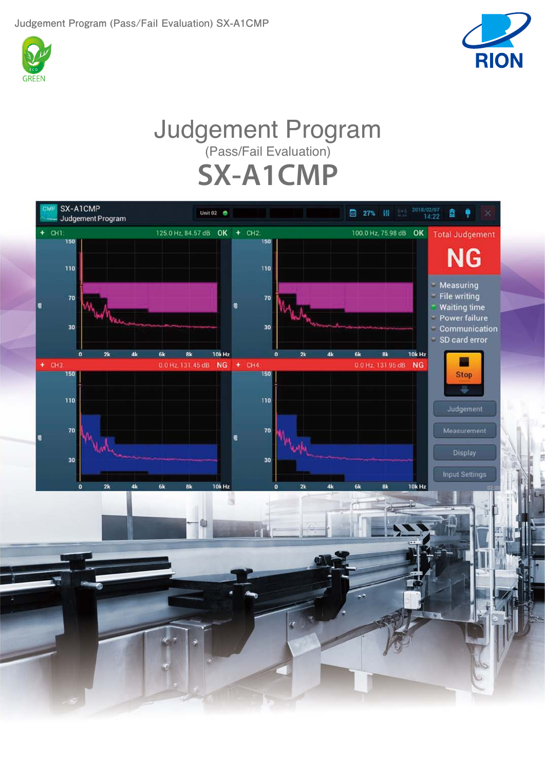# Judgement Program

(Pass/Fail Evaluation)

# SX-A1CMP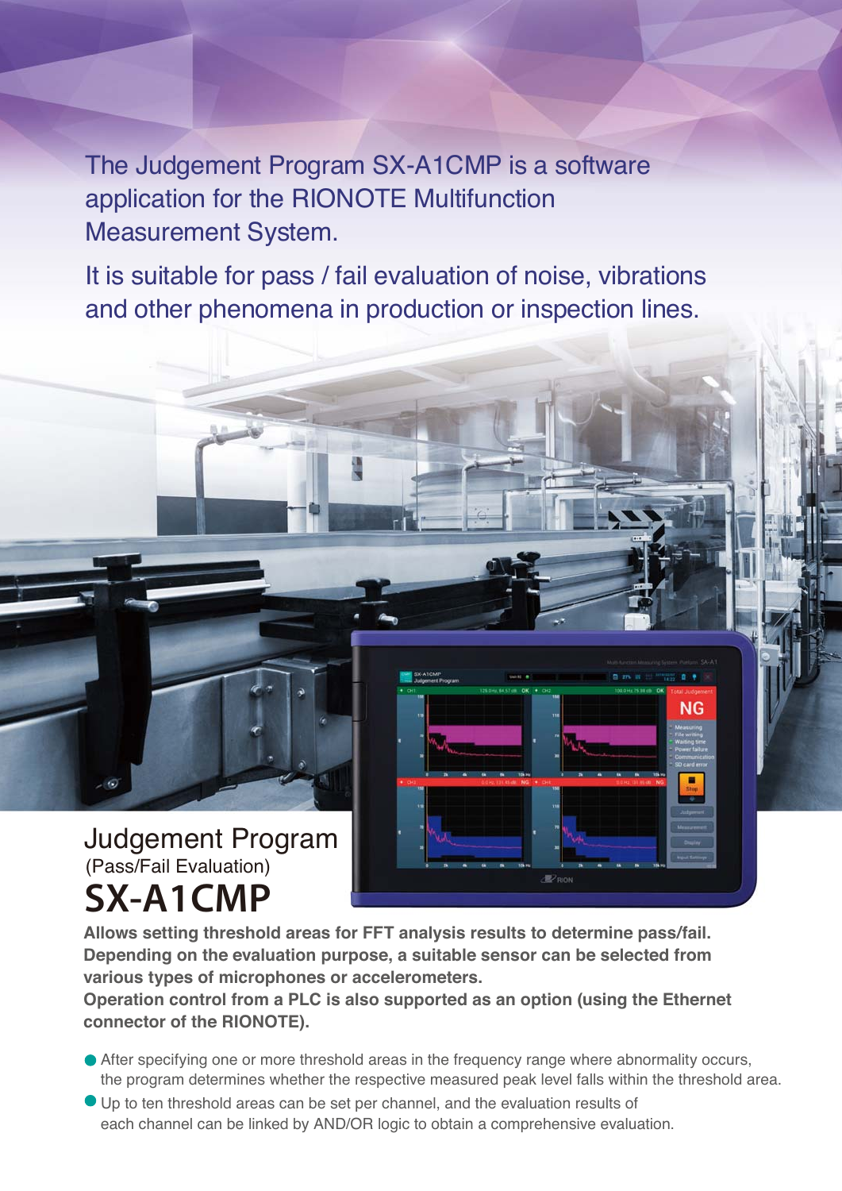The Judgement Program SX-A1CMP is a software application for the RIONOTE Multifunction Measurement System.

It is suitable for pass / fail evaluation of noise, vibrations and other phenomena in production or inspection lines.

# Judgement Program

(Pass/Fail Evaluation)

# SX-A1CMP

**Allows setting threshold areas for FFT analysis results to determine pass/fail. Depending on the evaluation purpose, a suitable sensor can be selected from various types of microphones or accelerometers.**
**Operation control from a PLC is also supported as an option (using the Ethernet connector of the RIONOTE).**

- After specifying one or more threshold areas in the frequency range where abnormality occurs, the program determines whether the respective measured peak level falls within the threshold area.
- Up to ten threshold areas can be set per channel, and the evaluation results of each channel can be linked by AND/OR logic to obtain a comprehensive evaluation.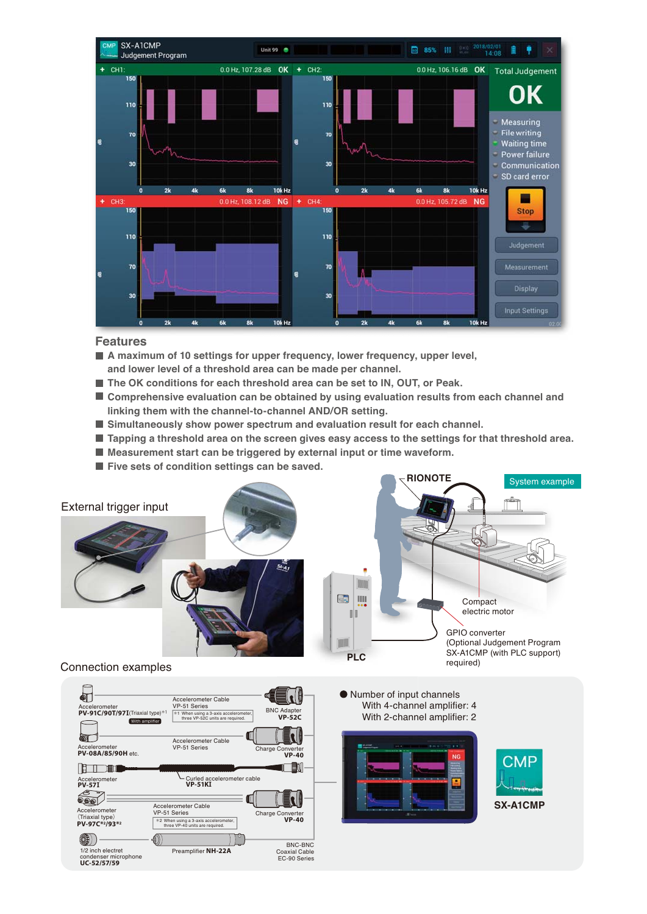## Features

- A maximum of 10 settings for upper frequency, lower frequency, upper level, and lower level of a threshold area can be made per channel.
- The OK conditions for each threshold area can be set to IN, OUT, or Peak.
- Comprehensive evaluation can be obtained by using evaluation results from each channel and linking them with the channel-to-channel AND/OR setting.
- Simultaneously show power spectrum and evaluation result for each channel.
- Tapping a threshold area on the screen gives easy access to the settings for that threshold area.
- Measurement start can be triggered by external input or time waveform.
- Five sets of condition settings can be saved.

External trigger input

System example

RIONOTE

Compact electric motor

GPIO converter (Optional Judgement Program SX-A1CMP (with PLC support) required)

PLC

## Connection examples

Accelerometer **PV-91C/90T/97I**(Triaxial type)*1 — With amplifier — Accelerometer Cable VP-51 Series (*1 When using a 3-axis accelerometer, three VP-52C units are required.) — BNC Adapter **VP-52C**

Accelerometer **PV-08A/85/90H** etc. — Accelerometer Cable VP-51 Series — Charge Converter **VP-40**

Accelerometer **PV-57I** — Curled accelerometer cable **VP-51KI**

Accelerometer (Triaxial type) **PV-97C*2/93*2** — Accelerometer Cable VP-51 Series (*2 When using a 3-axis accelerometer, three VP-40 units are required.) — Charge Converter **VP-40**

1/2 inch electret condenser microphone **UC-52/57/59** — Preamplifier **NH-22A** — BNC-BNC Coaxial Cable EC-90 Series

● Number of input channels
With 4-channel amplifier: 4
With 2-channel amplifier: 2

**SX-A1CMP**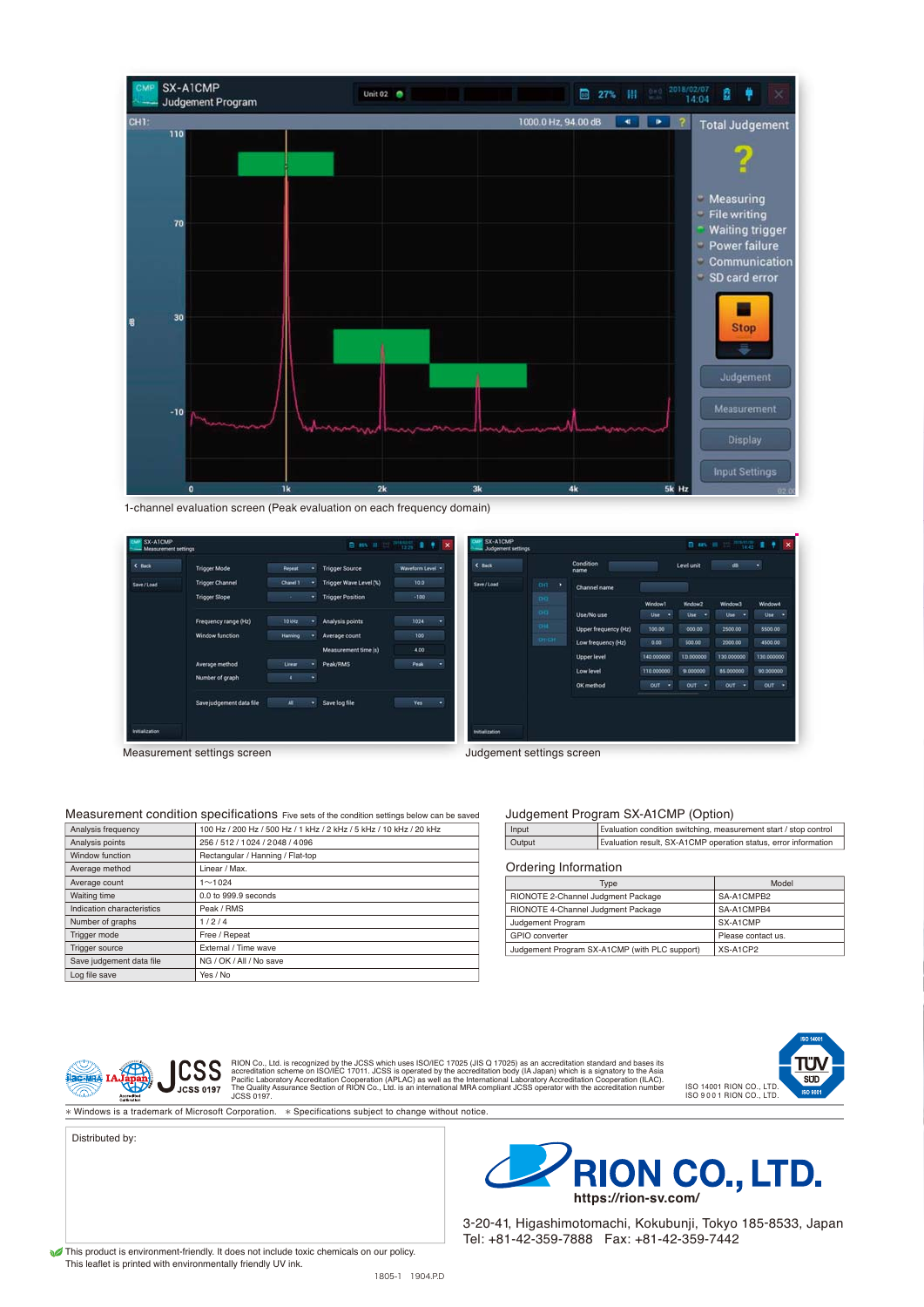1-channel evaluation screen (Peak evaluation on each frequency domain)

Measurement settings screen

Judgement settings screen

## Measurement condition specifications

Five sets of the condition settings below can be saved

| | |
|---|---|
| Analysis frequency | 100 Hz / 200 Hz / 500 Hz / 1 kHz / 2 kHz / 5 kHz / 10 kHz / 20 kHz |
| Analysis points | 256 / 512 / 1024 / 2048 / 4096 |
| Window function | Rectangular / Hanning / Flat-top |
| Average method | Linear / Max. |
| Average count | 1~1024 |
| Waiting time | 0.0 to 999.9 seconds |
| Indication characteristics | Peak / RMS |
| Number of graphs | 1 / 2 / 4 |
| Trigger mode | Free / Repeat |
| Trigger source | External / Time wave |
| Save judgement data file | NG / OK / All / No save |
| Log file save | Yes / No |

## Judgement Program SX-A1CMP (Option)

| | |
|---|---|
| Input | Evaluation condition switching, measurement start / stop control |
| Output | Evaluation result, SX-A1CMP operation status, error information |

## Ordering Information

| Type | Model |
|---|---|
| RIONOTE 2-Channel Judgment Package | SA-A1CMPB2 |
| RIONOTE 4-Channel Judgment Package | SA-A1CMPB4 |
| Judgement Program | SX-A1CMP |
| GPIO converter | Please contact us. |
| Judgement Program SX-A1CMP (with PLC support) | XS-A1CP2 |

JCSS 0197

RION Co., Ltd. is recognized by the JCSS which uses ISO/IEC 17025 (JIS Q 17025) as an accreditation standard and bases its accreditation scheme on ISO/IEC 17011. JCSS is operated by the accreditation body (IA Japan) which is a signatory to the Asia Pacific Laboratory Accreditation Cooperation (APLAC) as well as the International Laboratory Accreditation Cooperation (ILAC). The Quality Assurance Section of RION Co., Ltd. is an international MRA compliant JCSS operator with the accreditation number JCSS 0197.

ISO 14001 RION CO., LTD.
ISO 9001 RION CO., LTD.

* Windows is a trademark of Microsoft Corporation. * Specifications subject to change without notice.

Distributed by:

RION CO., LTD.
https://rion-sv.com/

3-20-41, Higashimotomachi, Kokubunji, Tokyo 185-8533, Japan
Tel: +81-42-359-7888 Fax: +81-42-359-7442

This product is environment-friendly. It does not include toxic chemicals on our policy.
This leaflet is printed with environmentally friendly UV ink.

1805-1 1904.P.D